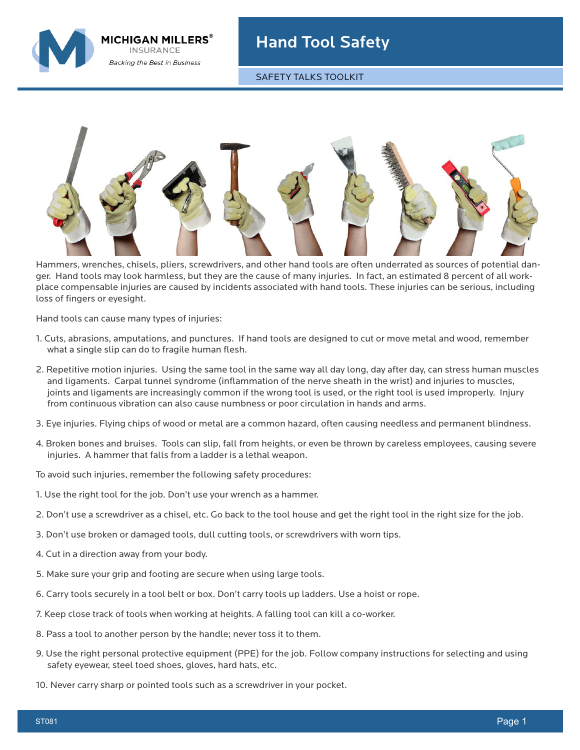# Hand Tool Safety

SAFETY TALKS TOOLKIT

Hammers, wrenches, chisels, pliers, screwdrivers, and other hand tools are often underrated as sources of potential danger. Hand tools may look harmless, but they are the cause of many injuries. In fact, an estimated 8 percent of all workplace compensable injuries are caused by incidents associated with hand tools. These injuries can be serious, including loss of fingers or eyesight.

Hand tools can cause many types of injuries:

1. Cuts, abrasions, amputations, and punctures. If hand tools are designed to cut or move metal and wood, remember what a single slip can do to fragile human flesh.
2. Repetitive motion injuries. Using the same tool in the same way all day long, day after day, can stress human muscles and ligaments. Carpal tunnel syndrome (inflammation of the nerve sheath in the wrist) and injuries to muscles, joints and ligaments are increasingly common if the wrong tool is used, or the right tool is used improperly. Injury from continuous vibration can also cause numbness or poor circulation in hands and arms.
3. Eye injuries. Flying chips of wood or metal are a common hazard, often causing needless and permanent blindness.
4. Broken bones and bruises. Tools can slip, fall from heights, or even be thrown by careless employees, causing severe injuries. A hammer that falls from a ladder is a lethal weapon.

To avoid such injuries, remember the following safety procedures:

1. Use the right tool for the job. Don't use your wrench as a hammer.
2. Don't use a screwdriver as a chisel, etc. Go back to the tool house and get the right tool in the right size for the job.
3. Don't use broken or damaged tools, dull cutting tools, or screwdrivers with worn tips.
4. Cut in a direction away from your body.
5. Make sure your grip and footing are secure when using large tools.
6. Carry tools securely in a tool belt or box. Don't carry tools up ladders. Use a hoist or rope.
7. Keep close track of tools when working at heights. A falling tool can kill a co-worker.
8. Pass a tool to another person by the handle; never toss it to them.
9. Use the right personal protective equipment (PPE) for the job. Follow company instructions for selecting and using safety eyewear, steel toed shoes, gloves, hard hats, etc.
10. Never carry sharp or pointed tools such as a screwdriver in your pocket.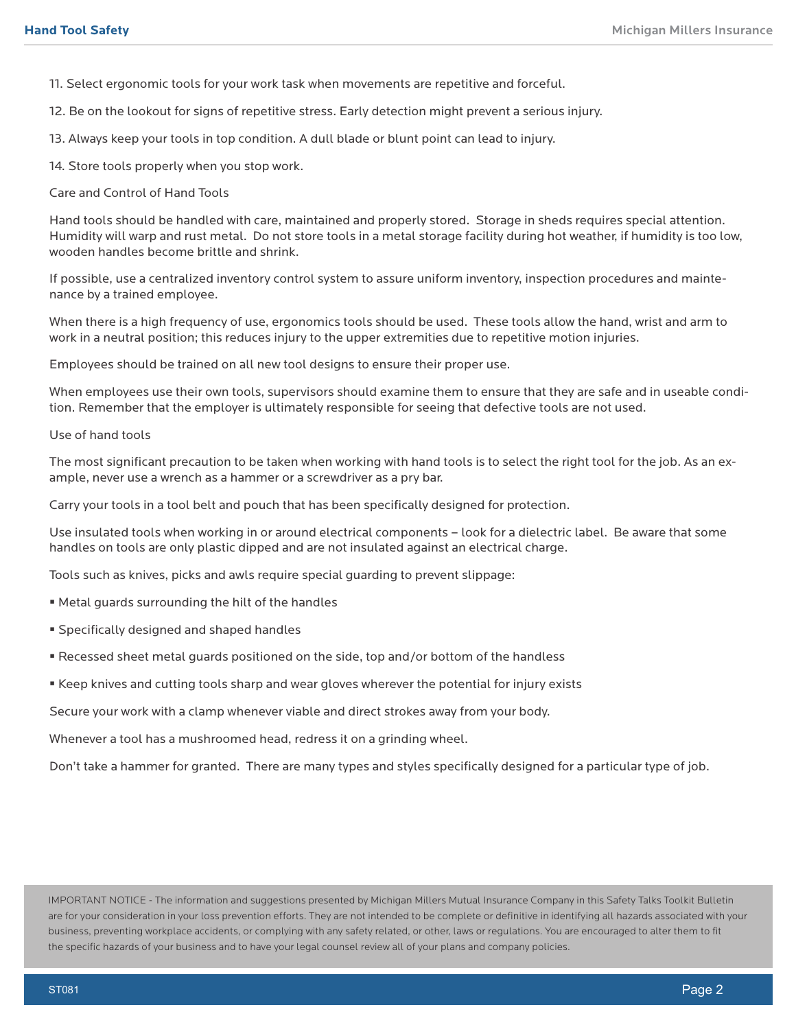11. Select ergonomic tools for your work task when movements are repetitive and forceful.

12. Be on the lookout for signs of repetitive stress. Early detection might prevent a serious injury.

13. Always keep your tools in top condition. A dull blade or blunt point can lead to injury.

14. Store tools properly when you stop work.

## Care and Control of Hand Tools

Hand tools should be handled with care, maintained and properly stored. Storage in sheds requires special attention. Humidity will warp and rust metal. Do not store tools in a metal storage facility during hot weather, if humidity is too low, wooden handles become brittle and shrink.

If possible, use a centralized inventory control system to assure uniform inventory, inspection procedures and maintenance by a trained employee.

When there is a high frequency of use, ergonomics tools should be used. These tools allow the hand, wrist and arm to work in a neutral position; this reduces injury to the upper extremities due to repetitive motion injuries.

Employees should be trained on all new tool designs to ensure their proper use.

When employees use their own tools, supervisors should examine them to ensure that they are safe and in useable condition. Remember that the employer is ultimately responsible for seeing that defective tools are not used.

## Use of hand tools

The most significant precaution to be taken when working with hand tools is to select the right tool for the job. As an example, never use a wrench as a hammer or a screwdriver as a pry bar.

Carry your tools in a tool belt and pouch that has been specifically designed for protection.

Use insulated tools when working in or around electrical components – look for a dielectric label. Be aware that some handles on tools are only plastic dipped and are not insulated against an electrical charge.

Tools such as knives, picks and awls require special guarding to prevent slippage:

- Metal guards surrounding the hilt of the handles
- Specifically designed and shaped handles
- Recessed sheet metal guards positioned on the side, top and/or bottom of the handless
- Keep knives and cutting tools sharp and wear gloves wherever the potential for injury exists

Secure your work with a clamp whenever viable and direct strokes away from your body.

Whenever a tool has a mushroomed head, redress it on a grinding wheel.

Don't take a hammer for granted. There are many types and styles specifically designed for a particular type of job.

IMPORTANT NOTICE - The information and suggestions presented by Michigan Millers Mutual Insurance Company in this Safety Talks Toolkit Bulletin are for your consideration in your loss prevention efforts. They are not intended to be complete or definitive in identifying all hazards associated with your business, preventing workplace accidents, or complying with any safety related, or other, laws or regulations. You are encouraged to alter them to fit the specific hazards of your business and to have your legal counsel review all of your plans and company policies.

ST081